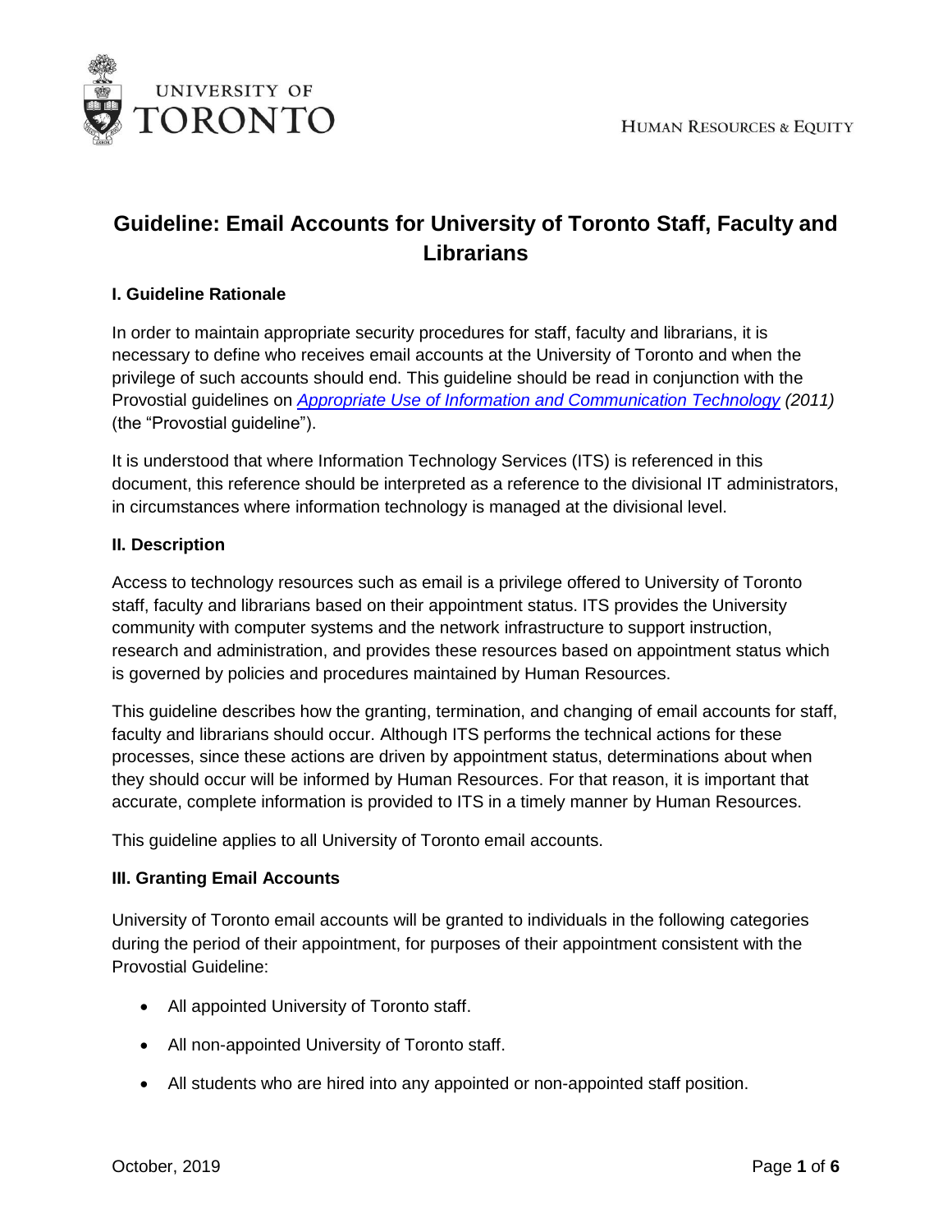UNIVERSITY OF TORONTO

HUMAN RESOURCES & EQUITY

# Guideline: Email Accounts for University of Toronto Staff, Faculty and Librarians

## I. Guideline Rationale

In order to maintain appropriate security procedures for staff, faculty and librarians, it is necessary to define who receives email accounts at the University of Toronto and when the privilege of such accounts should end. This guideline should be read in conjunction with the Provostial guidelines on *Appropriate Use of Information and Communication Technology (2011)* (the "Provostial guideline").

It is understood that where Information Technology Services (ITS) is referenced in this document, this reference should be interpreted as a reference to the divisional IT administrators, in circumstances where information technology is managed at the divisional level.

## II. Description

Access to technology resources such as email is a privilege offered to University of Toronto staff, faculty and librarians based on their appointment status. ITS provides the University community with computer systems and the network infrastructure to support instruction, research and administration, and provides these resources based on appointment status which is governed by policies and procedures maintained by Human Resources.

This guideline describes how the granting, termination, and changing of email accounts for staff, faculty and librarians should occur. Although ITS performs the technical actions for these processes, since these actions are driven by appointment status, determinations about when they should occur will be informed by Human Resources. For that reason, it is important that accurate, complete information is provided to ITS in a timely manner by Human Resources.

This guideline applies to all University of Toronto email accounts.

## III. Granting Email Accounts

University of Toronto email accounts will be granted to individuals in the following categories during the period of their appointment, for purposes of their appointment consistent with the Provostial Guideline:

- All appointed University of Toronto staff.
- All non-appointed University of Toronto staff.
- All students who are hired into any appointed or non-appointed staff position.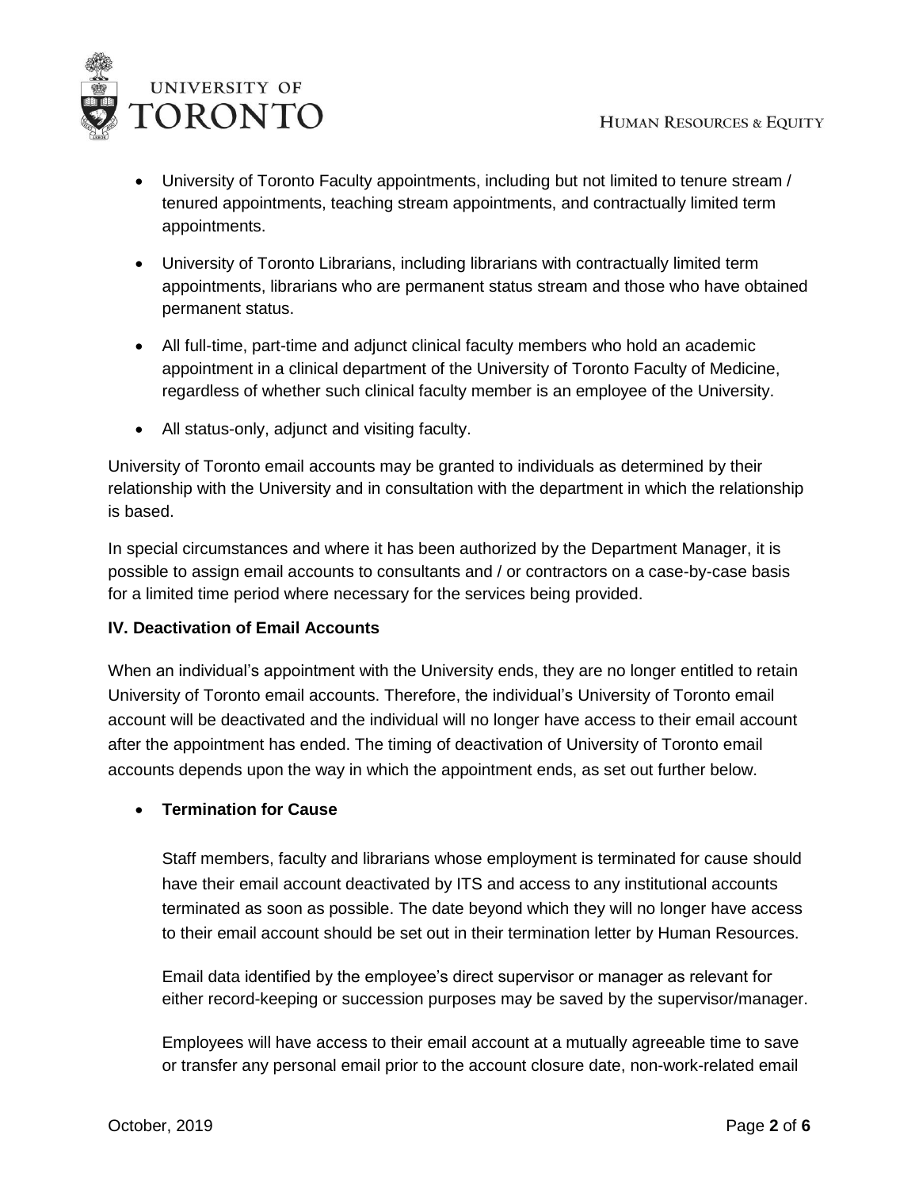- University of Toronto Faculty appointments, including but not limited to tenure stream / tenured appointments, teaching stream appointments, and contractually limited term appointments.
- University of Toronto Librarians, including librarians with contractually limited term appointments, librarians who are permanent status stream and those who have obtained permanent status.
- All full-time, part-time and adjunct clinical faculty members who hold an academic appointment in a clinical department of the University of Toronto Faculty of Medicine, regardless of whether such clinical faculty member is an employee of the University.
- All status-only, adjunct and visiting faculty.

University of Toronto email accounts may be granted to individuals as determined by their relationship with the University and in consultation with the department in which the relationship is based.

In special circumstances and where it has been authorized by the Department Manager, it is possible to assign email accounts to consultants and / or contractors on a case-by-case basis for a limited time period where necessary for the services being provided.

### IV. Deactivation of Email Accounts

When an individual's appointment with the University ends, they are no longer entitled to retain University of Toronto email accounts. Therefore, the individual's University of Toronto email account will be deactivated and the individual will no longer have access to their email account after the appointment has ended. The timing of deactivation of University of Toronto email accounts depends upon the way in which the appointment ends, as set out further below.

- **Termination for Cause**

  Staff members, faculty and librarians whose employment is terminated for cause should have their email account deactivated by ITS and access to any institutional accounts terminated as soon as possible. The date beyond which they will no longer have access to their email account should be set out in their termination letter by Human Resources.

  Email data identified by the employee's direct supervisor or manager as relevant for either record-keeping or succession purposes may be saved by the supervisor/manager.

  Employees will have access to their email account at a mutually agreeable time to save or transfer any personal email prior to the account closure date, non-work-related email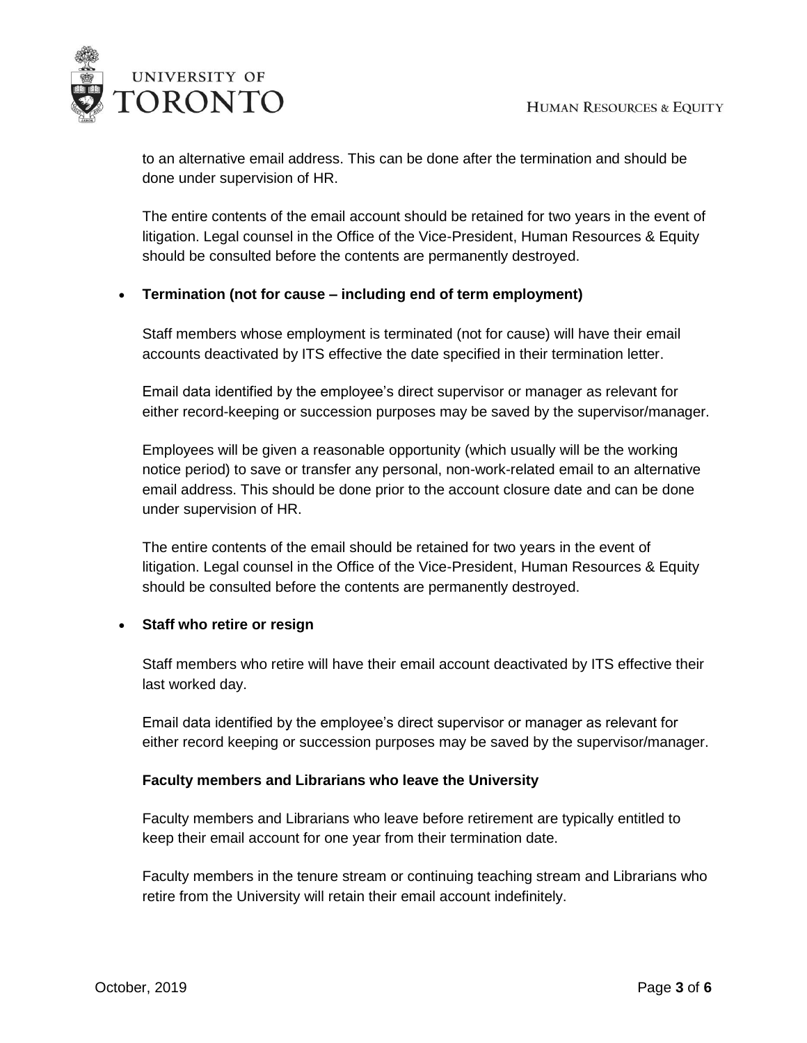to an alternative email address. This can be done after the termination and should be done under supervision of HR.

The entire contents of the email account should be retained for two years in the event of litigation. Legal counsel in the Office of the Vice-President, Human Resources & Equity should be consulted before the contents are permanently destroyed.

- **Termination (not for cause – including end of term employment)**

  Staff members whose employment is terminated (not for cause) will have their email accounts deactivated by ITS effective the date specified in their termination letter.

  Email data identified by the employee's direct supervisor or manager as relevant for either record-keeping or succession purposes may be saved by the supervisor/manager.

  Employees will be given a reasonable opportunity (which usually will be the working notice period) to save or transfer any personal, non-work-related email to an alternative email address. This should be done prior to the account closure date and can be done under supervision of HR.

  The entire contents of the email should be retained for two years in the event of litigation. Legal counsel in the Office of the Vice-President, Human Resources & Equity should be consulted before the contents are permanently destroyed.

- **Staff who retire or resign**

  Staff members who retire will have their email account deactivated by ITS effective their last worked day.

  Email data identified by the employee's direct supervisor or manager as relevant for either record keeping or succession purposes may be saved by the supervisor/manager.

**Faculty members and Librarians who leave the University**

Faculty members and Librarians who leave before retirement are typically entitled to keep their email account for one year from their termination date.

Faculty members in the tenure stream or continuing teaching stream and Librarians who retire from the University will retain their email account indefinitely.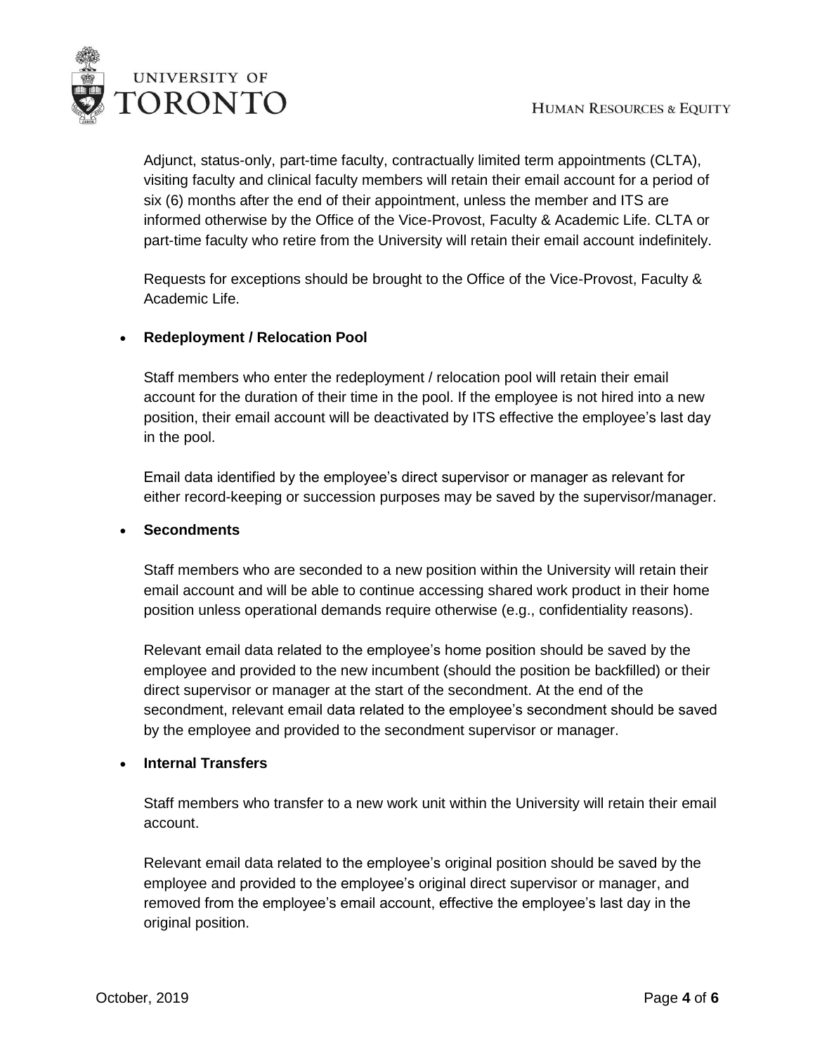Adjunct, status-only, part-time faculty, contractually limited term appointments (CLTA), visiting faculty and clinical faculty members will retain their email account for a period of six (6) months after the end of their appointment, unless the member and ITS are informed otherwise by the Office of the Vice-Provost, Faculty & Academic Life. CLTA or part-time faculty who retire from the University will retain their email account indefinitely.

Requests for exceptions should be brought to the Office of the Vice-Provost, Faculty & Academic Life.

- **Redeployment / Relocation Pool**

  Staff members who enter the redeployment / relocation pool will retain their email account for the duration of their time in the pool. If the employee is not hired into a new position, their email account will be deactivated by ITS effective the employee's last day in the pool.

  Email data identified by the employee's direct supervisor or manager as relevant for either record-keeping or succession purposes may be saved by the supervisor/manager.

- **Secondments**

  Staff members who are seconded to a new position within the University will retain their email account and will be able to continue accessing shared work product in their home position unless operational demands require otherwise (e.g., confidentiality reasons).

  Relevant email data related to the employee's home position should be saved by the employee and provided to the new incumbent (should the position be backfilled) or their direct supervisor or manager at the start of the secondment. At the end of the secondment, relevant email data related to the employee's secondment should be saved by the employee and provided to the secondment supervisor or manager.

- **Internal Transfers**

  Staff members who transfer to a new work unit within the University will retain their email account.

  Relevant email data related to the employee's original position should be saved by the employee and provided to the employee's original direct supervisor or manager, and removed from the employee's email account, effective the employee's last day in the original position.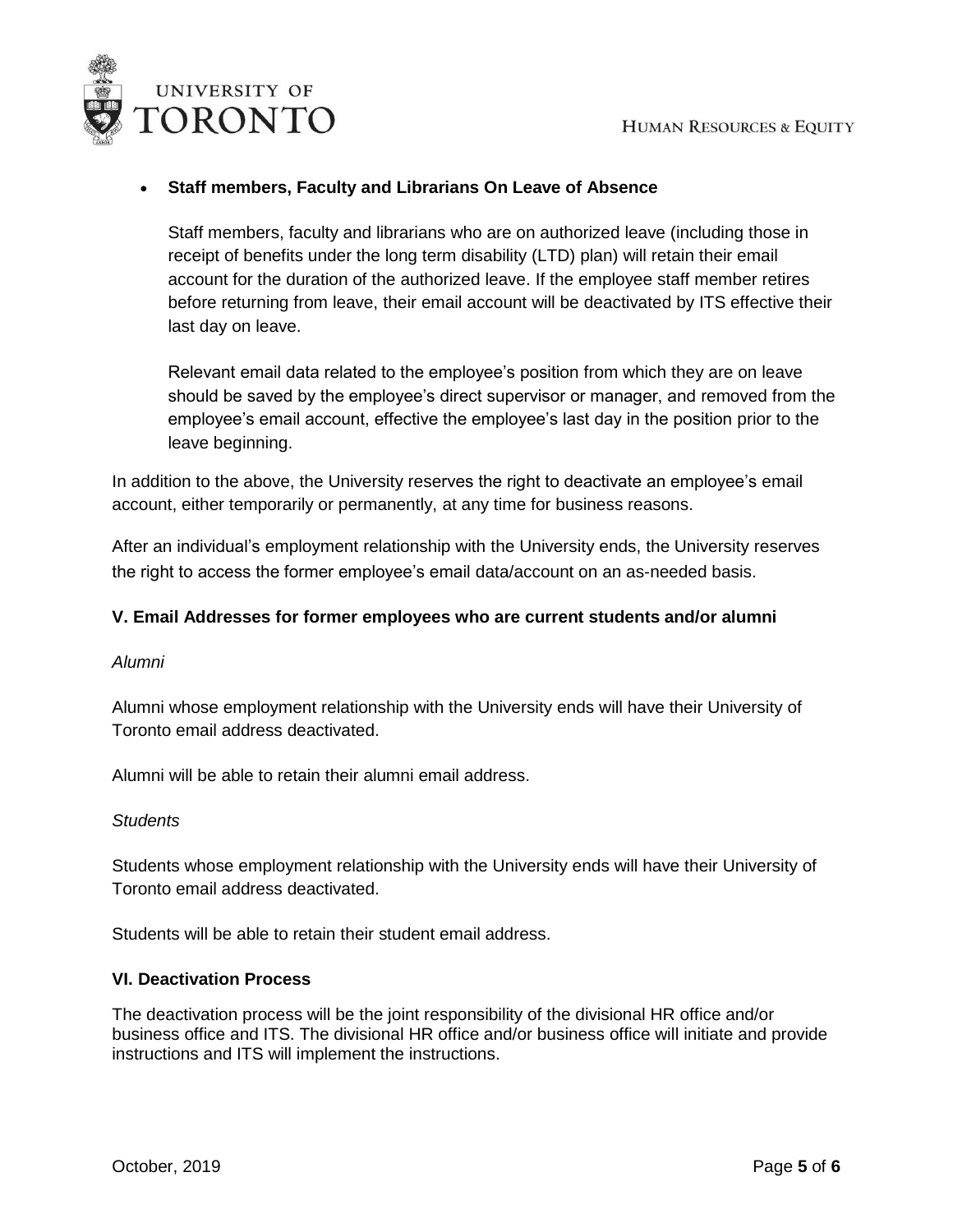- **Staff members, Faculty and Librarians On Leave of Absence**

  Staff members, faculty and librarians who are on authorized leave (including those in receipt of benefits under the long term disability (LTD) plan) will retain their email account for the duration of the authorized leave. If the employee staff member retires before returning from leave, their email account will be deactivated by ITS effective their last day on leave.

  Relevant email data related to the employee's position from which they are on leave should be saved by the employee's direct supervisor or manager, and removed from the employee's email account, effective the employee's last day in the position prior to the leave beginning.

In addition to the above, the University reserves the right to deactivate an employee's email account, either temporarily or permanently, at any time for business reasons.

After an individual's employment relationship with the University ends, the University reserves the right to access the former employee's email data/account on an as-needed basis.

### V. Email Addresses for former employees who are current students and/or alumni

*Alumni*

Alumni whose employment relationship with the University ends will have their University of Toronto email address deactivated.

Alumni will be able to retain their alumni email address.

*Students*

Students whose employment relationship with the University ends will have their University of Toronto email address deactivated.

Students will be able to retain their student email address.

### VI. Deactivation Process

The deactivation process will be the joint responsibility of the divisional HR office and/or business office and ITS. The divisional HR office and/or business office will initiate and provide instructions and ITS will implement the instructions.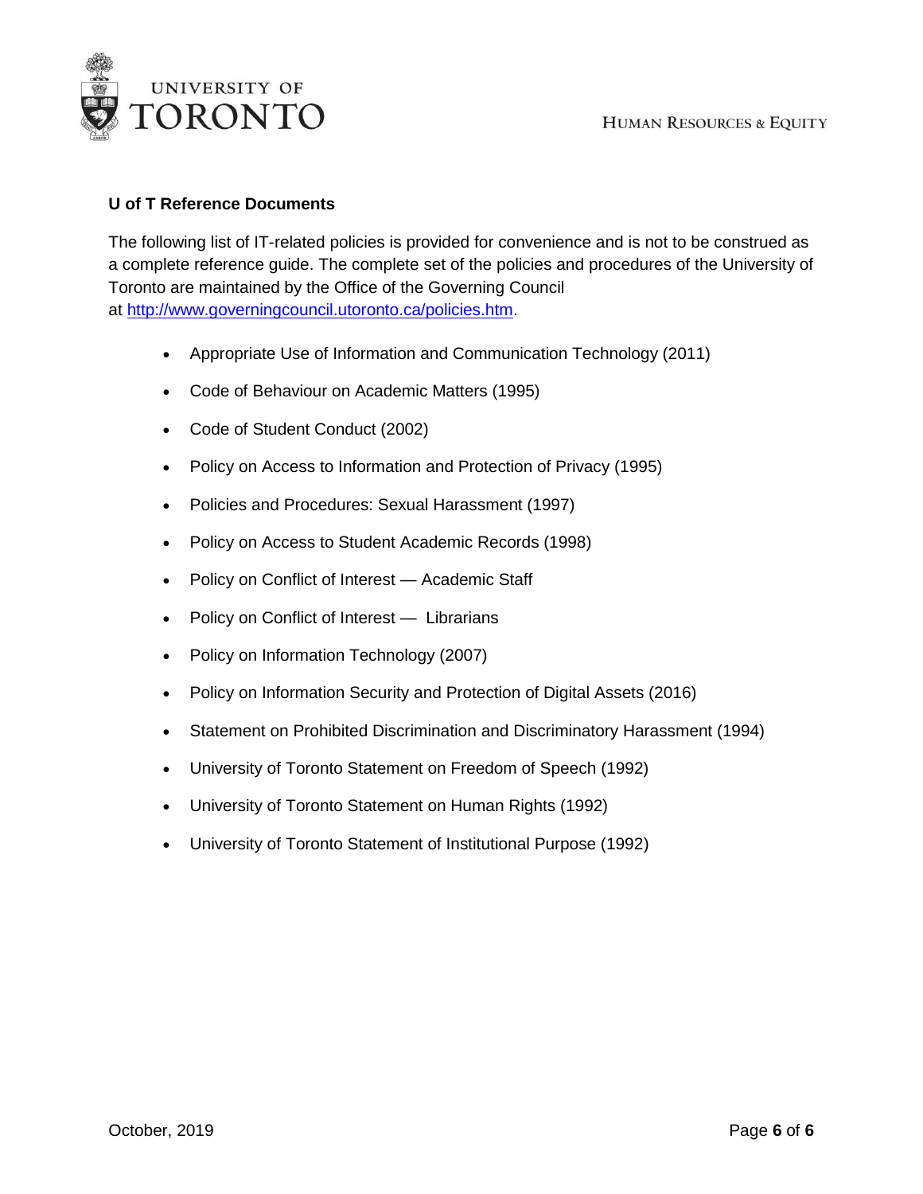**U of T Reference Documents**

The following list of IT-related policies is provided for convenience and is not to be construed as a complete reference guide. The complete set of the policies and procedures of the University of Toronto are maintained by the Office of the Governing Council at http://www.governingcouncil.utoronto.ca/policies.htm.

- Appropriate Use of Information and Communication Technology (2011)
- Code of Behaviour on Academic Matters (1995)
- Code of Student Conduct (2002)
- Policy on Access to Information and Protection of Privacy (1995)
- Policies and Procedures: Sexual Harassment (1997)
- Policy on Access to Student Academic Records (1998)
- Policy on Conflict of Interest — Academic Staff
- Policy on Conflict of Interest — Librarians
- Policy on Information Technology (2007)
- Policy on Information Security and Protection of Digital Assets (2016)
- Statement on Prohibited Discrimination and Discriminatory Harassment (1994)
- University of Toronto Statement on Freedom of Speech (1992)
- University of Toronto Statement on Human Rights (1992)
- University of Toronto Statement of Institutional Purpose (1992)